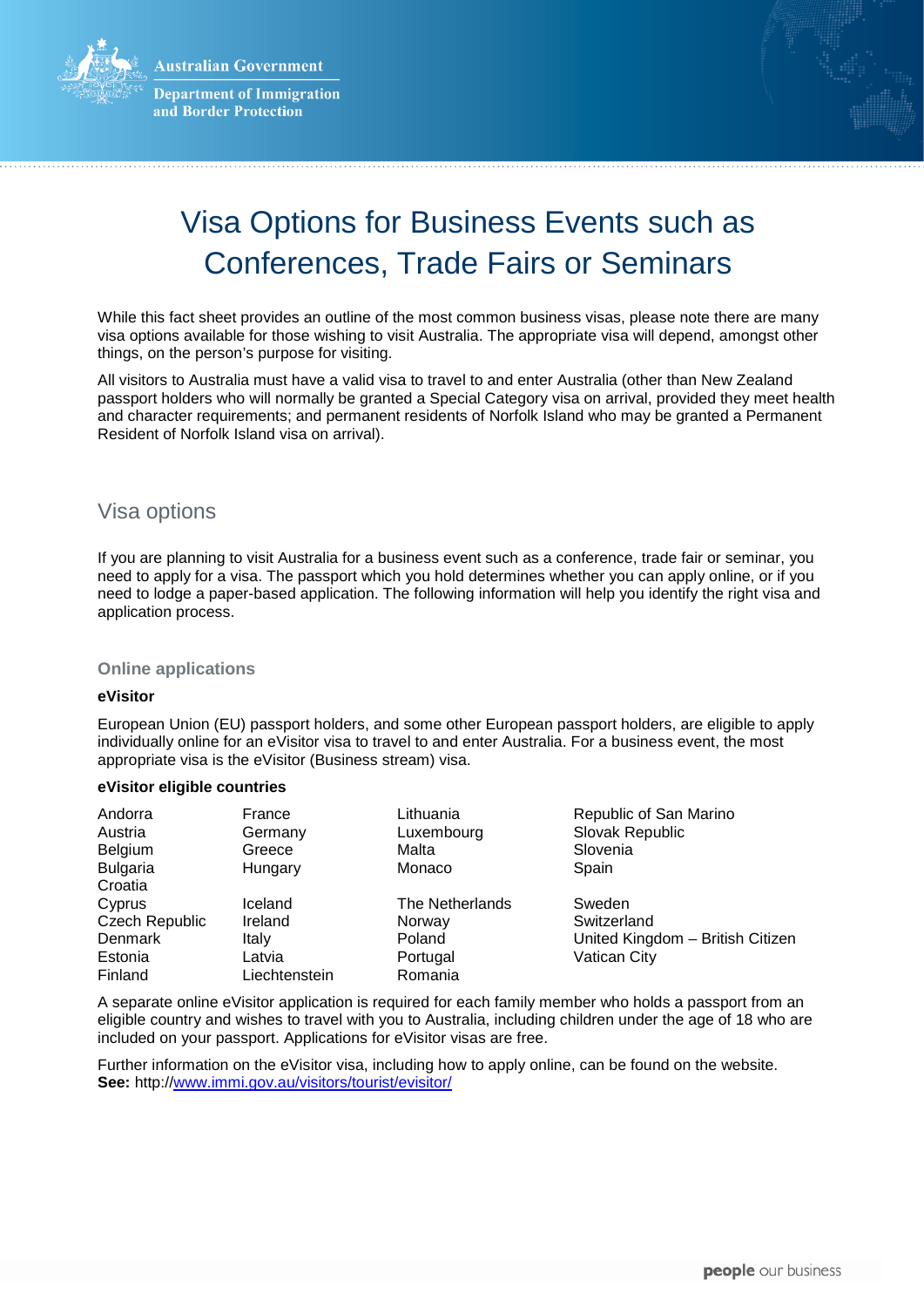# Visa Options for Business Events such as Conferences, Trade Fairs or Seminars

While this fact sheet provides an outline of the most common business visas, please note there are many visa options available for those wishing to visit Australia. The appropriate visa will depend, amongst other things, on the person's purpose for visiting.

All visitors to Australia must have a valid visa to travel to and enter Australia (other than New Zealand passport holders who will normally be granted a Special Category visa on arrival, provided they meet health and character requirements; and permanent residents of Norfolk Island who may be granted a Permanent Resident of Norfolk Island visa on arrival).

## Visa options

If you are planning to visit Australia for a business event such as a conference, trade fair or seminar, you need to apply for a visa. The passport which you hold determines whether you can apply online, or if you need to lodge a paper-based application. The following information will help you identify the right visa and application process.

### Online applications

**eVisitor**

European Union (EU) passport holders, and some other European passport holders, are eligible to apply individually online for an eVisitor visa to travel to and enter Australia. For a business event, the most appropriate visa is the eVisitor (Business stream) visa.

**eVisitor eligible countries**

- Andorra
- Austria
- Belgium
- Bulgaria
- Croatia
- Cyprus
- Czech Republic
- Denmark
- Estonia
- Finland
- France
- Germany
- Greece
- Hungary
- Iceland
- Ireland
- Italy
- Latvia
- Liechtenstein
- Lithuania
- Luxembourg
- Malta
- Monaco
- The Netherlands
- Norway
- Poland
- Portugal
- Romania
- Republic of San Marino
- Slovak Republic
- Slovenia
- Spain
- Sweden
- Switzerland
- United Kingdom – British Citizen
- Vatican City

A separate online eVisitor application is required for each family member who holds a passport from an eligible country and wishes to travel with you to Australia, including children under the age of 18 who are included on your passport. Applications for eVisitor visas are free.

Further information on the eVisitor visa, including how to apply online, can be found on the website.
**See:** http://www.immi.gov.au/visitors/tourist/evisitor/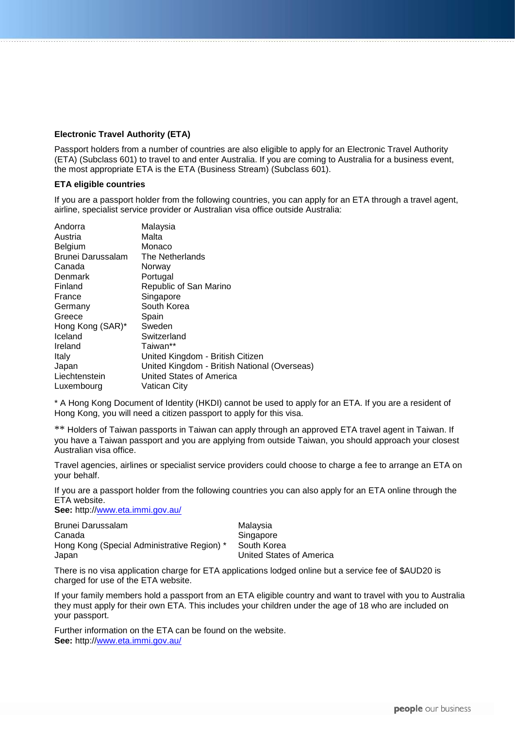**Electronic Travel Authority (ETA)**

Passport holders from a number of countries are also eligible to apply for an Electronic Travel Authority (ETA) (Subclass 601) to travel to and enter Australia. If you are coming to Australia for a business event, the most appropriate ETA is the ETA (Business Stream) (Subclass 601).

**ETA eligible countries**

If you are a passport holder from the following countries, you can apply for an ETA through a travel agent, airline, specialist service provider or Australian visa office outside Australia:

Andorra
Austria
Belgium
Brunei Darussalam
Canada
Denmark
Finland
France
Germany
Greece
Hong Kong (SAR)*
Iceland
Ireland
Italy
Japan
Liechtenstein
Luxembourg
Malaysia
Malta
Monaco
The Netherlands
Norway
Portugal
Republic of San Marino
Singapore
South Korea
Spain
Sweden
Switzerland
Taiwan**
United Kingdom - British Citizen
United Kingdom - British National (Overseas)
United States of America
Vatican City

* A Hong Kong Document of Identity (HKDI) cannot be used to apply for an ETA. If you are a resident of Hong Kong, you will need a citizen passport to apply for this visa.

** Holders of Taiwan passports in Taiwan can apply through an approved ETA travel agent in Taiwan. If you have a Taiwan passport and you are applying from outside Taiwan, you should approach your closest Australian visa office.

Travel agencies, airlines or specialist service providers could choose to charge a fee to arrange an ETA on your behalf.

If you are a passport holder from the following countries you can also apply for an ETA online through the ETA website.
**See:** http://www.eta.immi.gov.au/

Brunei Darussalam
Canada
Hong Kong (Special Administrative Region) *
Japan
Malaysia
Singapore
South Korea
United States of America

There is no visa application charge for ETA applications lodged online but a service fee of $AUD20 is charged for use of the ETA website.

If your family members hold a passport from an ETA eligible country and want to travel with you to Australia they must apply for their own ETA. This includes your children under the age of 18 who are included on your passport.

Further information on the ETA can be found on the website.
**See:** http://www.eta.immi.gov.au/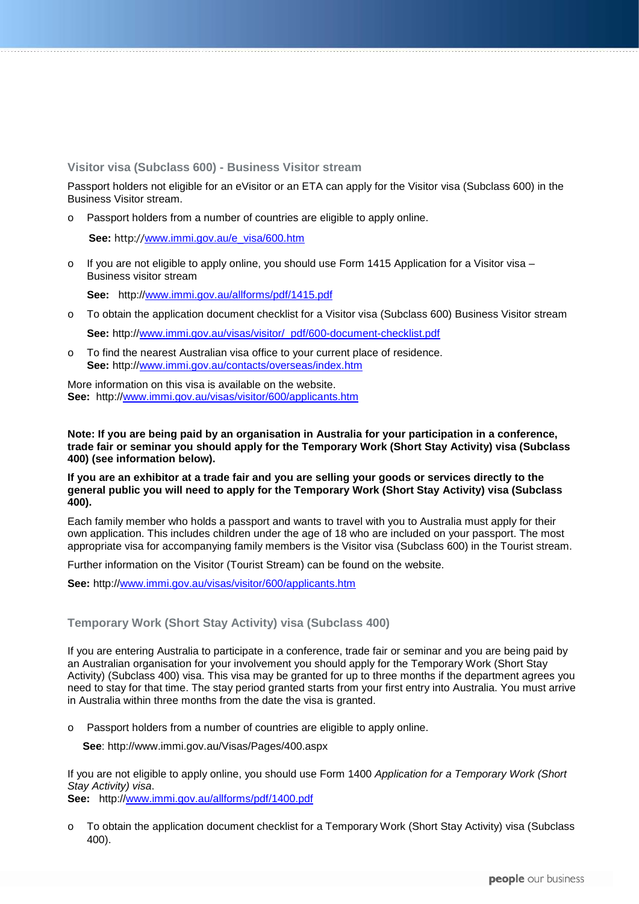## Visitor visa (Subclass 600) - Business Visitor stream

Passport holders not eligible for an eVisitor or an ETA can apply for the Visitor visa (Subclass 600) in the Business Visitor stream.

- Passport holders from a number of countries are eligible to apply online.

  **See:** http://www.immi.gov.au/e_visa/600.htm

- If you are not eligible to apply online, you should use Form 1415 Application for a Visitor visa – Business visitor stream

  **See:** http://www.immi.gov.au/allforms/pdf/1415.pdf

- To obtain the application document checklist for a Visitor visa (Subclass 600) Business Visitor stream

  **See:** http://www.immi.gov.au/visas/visitor/_pdf/600-document-checklist.pdf

- To find the nearest Australian visa office to your current place of residence.
  **See:** http://www.immi.gov.au/contacts/overseas/index.htm

More information on this visa is available on the website.
**See:** http://www.immi.gov.au/visas/visitor/600/applicants.htm

**Note: If you are being paid by an organisation in Australia for your participation in a conference, trade fair or seminar you should apply for the Temporary Work (Short Stay Activity) visa (Subclass 400) (see information below).**

**If you are an exhibitor at a trade fair and you are selling your goods or services directly to the general public you will need to apply for the Temporary Work (Short Stay Activity) visa (Subclass 400).**

Each family member who holds a passport and wants to travel with you to Australia must apply for their own application. This includes children under the age of 18 who are included on your passport. The most appropriate visa for accompanying family members is the Visitor visa (Subclass 600) in the Tourist stream.

Further information on the Visitor (Tourist Stream) can be found on the website.

**See:** http://www.immi.gov.au/visas/visitor/600/applicants.htm

## Temporary Work (Short Stay Activity) visa (Subclass 400)

If you are entering Australia to participate in a conference, trade fair or seminar and you are being paid by an Australian organisation for your involvement you should apply for the Temporary Work (Short Stay Activity) (Subclass 400) visa. This visa may be granted for up to three months if the department agrees you need to stay for that time. The stay period granted starts from your first entry into Australia. You must arrive in Australia within three months from the date the visa is granted.

- Passport holders from a number of countries are eligible to apply online.

  **See**: http://www.immi.gov.au/Visas/Pages/400.aspx

If you are not eligible to apply online, you should use Form 1400 *Application for a Temporary Work (Short Stay Activity) visa*.
**See:** http://www.immi.gov.au/allforms/pdf/1400.pdf

- To obtain the application document checklist for a Temporary Work (Short Stay Activity) visa (Subclass 400).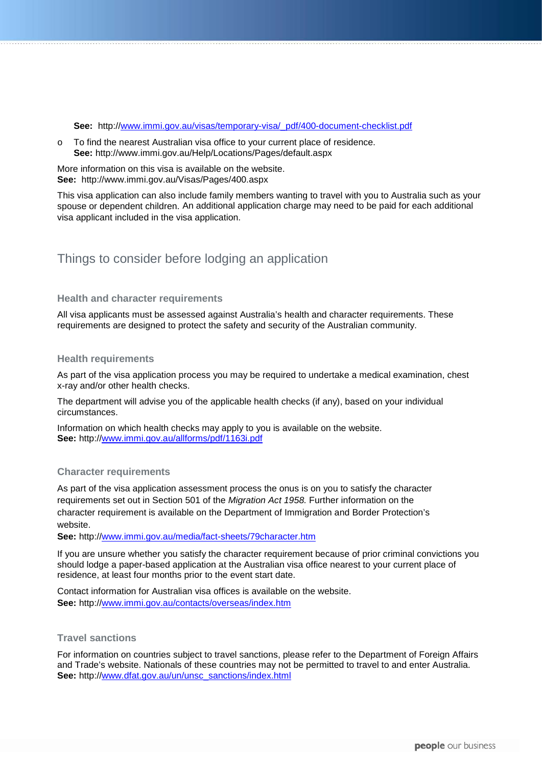**See:** http://www.immi.gov.au/visas/temporary-visa/_pdf/400-document-checklist.pdf

- To find the nearest Australian visa office to your current place of residence.
  **See:** http://www.immi.gov.au/Help/Locations/Pages/default.aspx

More information on this visa is available on the website.
**See:** http://www.immi.gov.au/Visas/Pages/400.aspx

This visa application can also include family members wanting to travel with you to Australia such as your spouse or dependent children. An additional application charge may need to be paid for each additional visa applicant included in the visa application.

## Things to consider before lodging an application

### Health and character requirements

All visa applicants must be assessed against Australia's health and character requirements. These requirements are designed to protect the safety and security of the Australian community.

### Health requirements

As part of the visa application process you may be required to undertake a medical examination, chest x-ray and/or other health checks.

The department will advise you of the applicable health checks (if any), based on your individual circumstances.

Information on which health checks may apply to you is available on the website.
**See:** http://www.immi.gov.au/allforms/pdf/1163i.pdf

### Character requirements

As part of the visa application assessment process the onus is on you to satisfy the character requirements set out in Section 501 of the *Migration Act 1958.* Further information on the character requirement is available on the Department of Immigration and Border Protection's website.
**See:** http://www.immi.gov.au/media/fact-sheets/79character.htm

If you are unsure whether you satisfy the character requirement because of prior criminal convictions you should lodge a paper-based application at the Australian visa office nearest to your current place of residence, at least four months prior to the event start date.

Contact information for Australian visa offices is available on the website.
**See:** http://www.immi.gov.au/contacts/overseas/index.htm

### Travel sanctions

For information on countries subject to travel sanctions, please refer to the Department of Foreign Affairs and Trade's website. Nationals of these countries may not be permitted to travel to and enter Australia.
**See:** http://www.dfat.gov.au/un/unsc_sanctions/index.html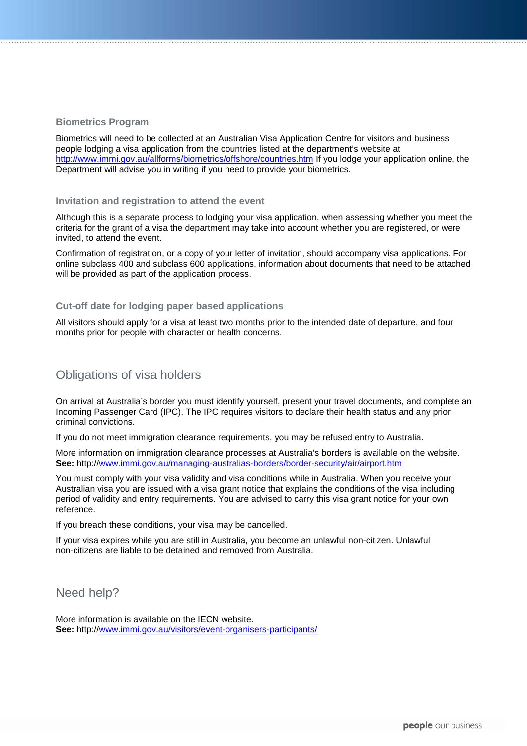### Biometrics Program

Biometrics will need to be collected at an Australian Visa Application Centre for visitors and business people lodging a visa application from the countries listed at the department's website at http://www.immi.gov.au/allforms/biometrics/offshore/countries.htm If you lodge your application online, the Department will advise you in writing if you need to provide your biometrics.

### Invitation and registration to attend the event

Although this is a separate process to lodging your visa application, when assessing whether you meet the criteria for the grant of a visa the department may take into account whether you are registered, or were invited, to attend the event.

Confirmation of registration, or a copy of your letter of invitation, should accompany visa applications. For online subclass 400 and subclass 600 applications, information about documents that need to be attached will be provided as part of the application process.

### Cut-off date for lodging paper based applications

All visitors should apply for a visa at least two months prior to the intended date of departure, and four months prior for people with character or health concerns.

## Obligations of visa holders

On arrival at Australia's border you must identify yourself, present your travel documents, and complete an Incoming Passenger Card (IPC). The IPC requires visitors to declare their health status and any prior criminal convictions.

If you do not meet immigration clearance requirements, you may be refused entry to Australia.

More information on immigration clearance processes at Australia's borders is available on the website.
**See:** http://www.immi.gov.au/managing-australias-borders/border-security/air/airport.htm

You must comply with your visa validity and visa conditions while in Australia. When you receive your Australian visa you are issued with a visa grant notice that explains the conditions of the visa including period of validity and entry requirements. You are advised to carry this visa grant notice for your own reference.

If you breach these conditions, your visa may be cancelled.

If your visa expires while you are still in Australia, you become an unlawful non-citizen. Unlawful non-citizens are liable to be detained and removed from Australia.

## Need help?

More information is available on the IECN website.
**See:** http://www.immi.gov.au/visitors/event-organisers-participants/